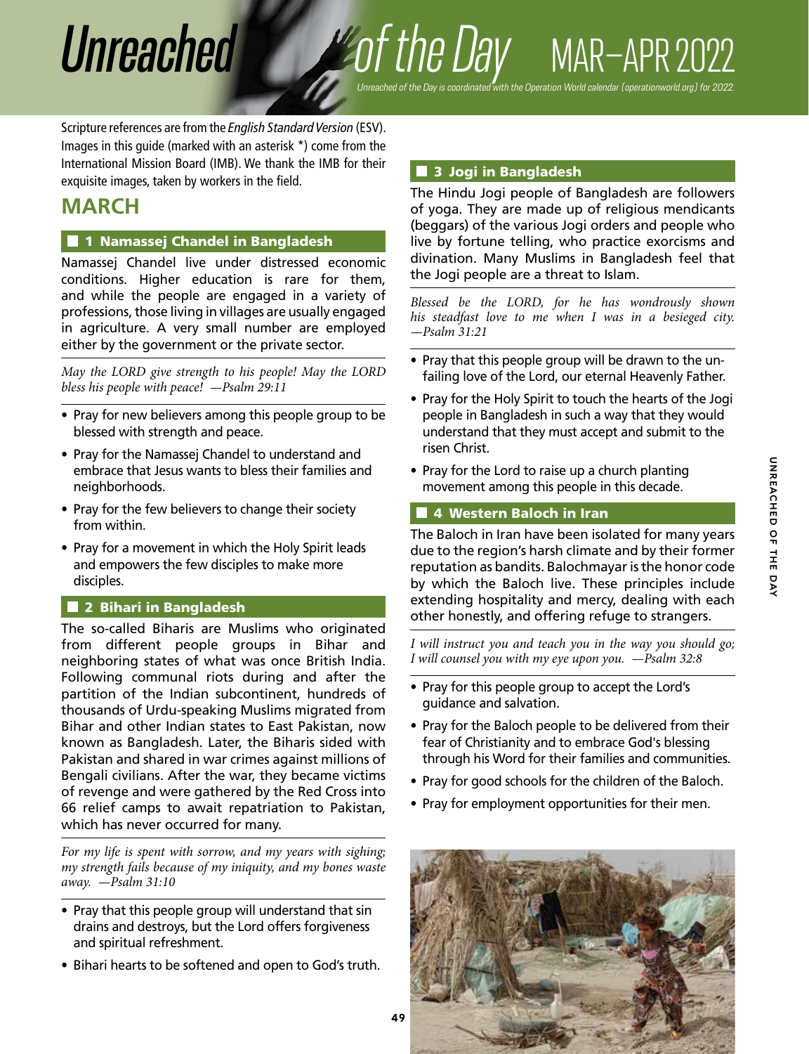# Unreached of the Day MAR–APR 2022

*Unreached of the Day is coordinated with the Operation World calendar (operationworld.org) for 2022.*

Scripture references are from the *English Standard Version* (ESV). Images in this guide (marked with an asterisk *) come from the International Mission Board (IMB). We thank the IMB for their exquisite images, taken by workers in the field.

## MARCH

### 1 Namassej Chandel in Bangladesh

Namassej Chandel live under distressed economic conditions. Higher education is rare for them, and while the people are engaged in a variety of professions, those living in villages are usually engaged in agriculture. A very small number are employed either by the government or the private sector.

*May the LORD give strength to his people! May the LORD bless his people with peace! —Psalm 29:11*

- Pray for new believers among this people group to be blessed with strength and peace.
- Pray for the Namassej Chandel to understand and embrace that Jesus wants to bless their families and neighborhoods.
- Pray for the few believers to change their society from within.
- Pray for a movement in which the Holy Spirit leads and empowers the few disciples to make more disciples.

### 2 Bihari in Bangladesh

The so-called Biharis are Muslims who originated from different people groups in Bihar and neighboring states of what was once British India. Following communal riots during and after the partition of the Indian subcontinent, hundreds of thousands of Urdu-speaking Muslims migrated from Bihar and other Indian states to East Pakistan, now known as Bangladesh. Later, the Biharis sided with Pakistan and shared in war crimes against millions of Bengali civilians. After the war, they became victims of revenge and were gathered by the Red Cross into 66 relief camps to await repatriation to Pakistan, which has never occurred for many.

*For my life is spent with sorrow, and my years with sighing; my strength fails because of my iniquity, and my bones waste away. —Psalm 31:10*

- Pray that this people group will understand that sin drains and destroys, but the Lord offers forgiveness and spiritual refreshment.
- Bihari hearts to be softened and open to God's truth.

### 3 Jogi in Bangladesh

The Hindu Jogi people of Bangladesh are followers of yoga. They are made up of religious mendicants (beggars) of the various Jogi orders and people who live by fortune telling, who practice exorcisms and divination. Many Muslims in Bangladesh feel that the Jogi people are a threat to Islam.

*Blessed be the LORD, for he has wondrously shown his steadfast love to me when I was in a besieged city. —Psalm 31:21*

- Pray that this people group will be drawn to the unfailing love of the Lord, our eternal Heavenly Father.
- Pray for the Holy Spirit to touch the hearts of the Jogi people in Bangladesh in such a way that they would understand that they must accept and submit to the risen Christ.
- Pray for the Lord to raise up a church planting movement among this people in this decade.

### 4 Western Baloch in Iran

The Baloch in Iran have been isolated for many years due to the region's harsh climate and by their former reputation as bandits. Balochmayar is the honor code by which the Baloch live. These principles include extending hospitality and mercy, dealing with each other honestly, and offering refuge to strangers.

*I will instruct you and teach you in the way you should go; I will counsel you with my eye upon you. —Psalm 32:8*

- Pray for this people group to accept the Lord's guidance and salvation.
- Pray for the Baloch people to be delivered from their fear of Christianity and to embrace God's blessing through his Word for their families and communities.
- Pray for good schools for the children of the Baloch.
- Pray for employment opportunities for their men.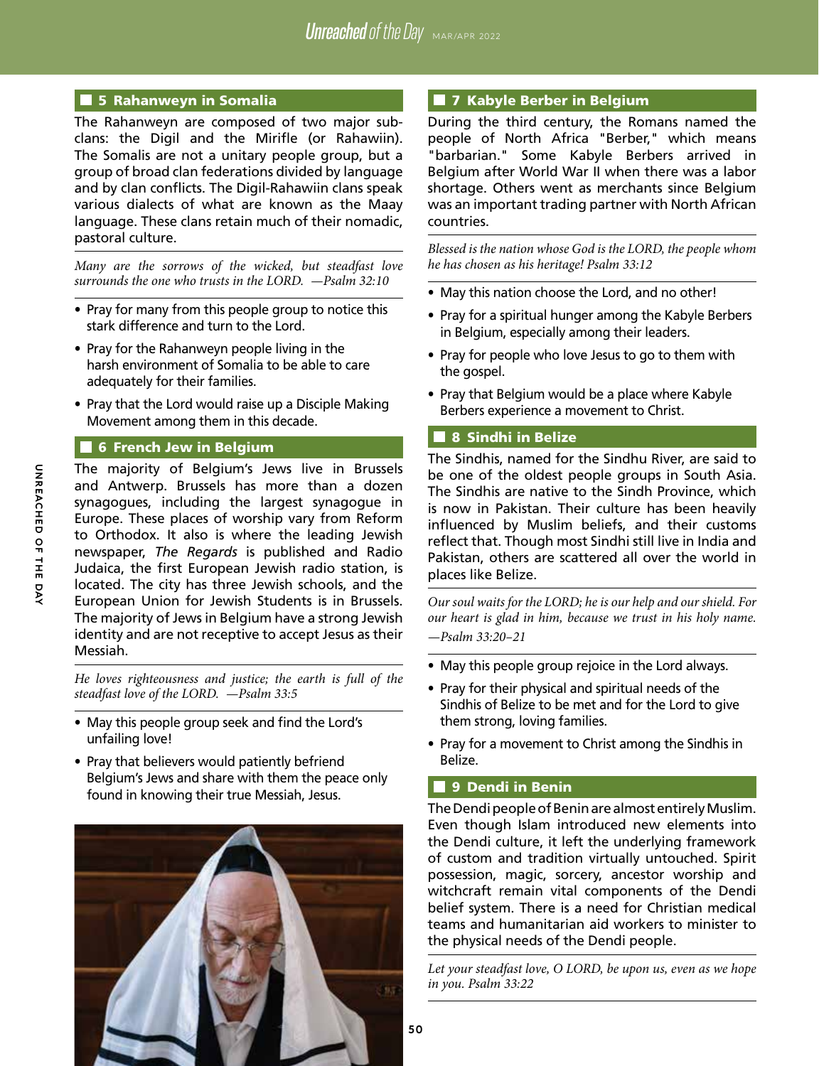## 5 Rahanweyn in Somalia

The Rahanweyn are composed of two major sub-clans: the Digil and the Mirifle (or Rahawiin). The Somalis are not a unitary people group, but a group of broad clan federations divided by language and by clan conflicts. The Digil-Rahawiin clans speak various dialects of what are known as the Maay language. These clans retain much of their nomadic, pastoral culture.

*Many are the sorrows of the wicked, but steadfast love surrounds the one who trusts in the LORD. —Psalm 32:10*

- Pray for many from this people group to notice this stark difference and turn to the Lord.
- Pray for the Rahanweyn people living in the harsh environment of Somalia to be able to care adequately for their families.
- Pray that the Lord would raise up a Disciple Making Movement among them in this decade.

## 6 French Jew in Belgium

The majority of Belgium's Jews live in Brussels and Antwerp. Brussels has more than a dozen synagogues, including the largest synagogue in Europe. These places of worship vary from Reform to Orthodox. It also is where the leading Jewish newspaper, *The Regards* is published and Radio Judaica, the first European Jewish radio station, is located. The city has three Jewish schools, and the European Union for Jewish Students is in Brussels. The majority of Jews in Belgium have a strong Jewish identity and are not receptive to accept Jesus as their Messiah.

*He loves righteousness and justice; the earth is full of the steadfast love of the LORD. —Psalm 33:5*

- May this people group seek and find the Lord's unfailing love!
- Pray that believers would patiently befriend Belgium's Jews and share with them the peace only found in knowing their true Messiah, Jesus.

## 7 Kabyle Berber in Belgium

During the third century, the Romans named the people of North Africa "Berber," which means "barbarian." Some Kabyle Berbers arrived in Belgium after World War II when there was a labor shortage. Others went as merchants since Belgium was an important trading partner with North African countries.

*Blessed is the nation whose God is the LORD, the people whom he has chosen as his heritage! Psalm 33:12*

- May this nation choose the Lord, and no other!
- Pray for a spiritual hunger among the Kabyle Berbers in Belgium, especially among their leaders.
- Pray for people who love Jesus to go to them with the gospel.
- Pray that Belgium would be a place where Kabyle Berbers experience a movement to Christ.

## 8 Sindhi in Belize

The Sindhis, named for the Sindhu River, are said to be one of the oldest people groups in South Asia. The Sindhis are native to the Sindh Province, which is now in Pakistan. Their culture has been heavily influenced by Muslim beliefs, and their customs reflect that. Though most Sindhi still live in India and Pakistan, others are scattered all over the world in places like Belize.

*Our soul waits for the LORD; he is our help and our shield. For our heart is glad in him, because we trust in his holy name. —Psalm 33:20–21*

- May this people group rejoice in the Lord always.
- Pray for their physical and spiritual needs of the Sindhis of Belize to be met and for the Lord to give them strong, loving families.
- Pray for a movement to Christ among the Sindhis in Belize.

## 9 Dendi in Benin

The Dendi people of Benin are almost entirely Muslim. Even though Islam introduced new elements into the Dendi culture, it left the underlying framework of custom and tradition virtually untouched. Spirit possession, magic, sorcery, ancestor worship and witchcraft remain vital components of the Dendi belief system. There is a need for Christian medical teams and humanitarian aid workers to minister to the physical needs of the Dendi people.

*Let your steadfast love, O LORD, be upon us, even as we hope in you. Psalm 33:22*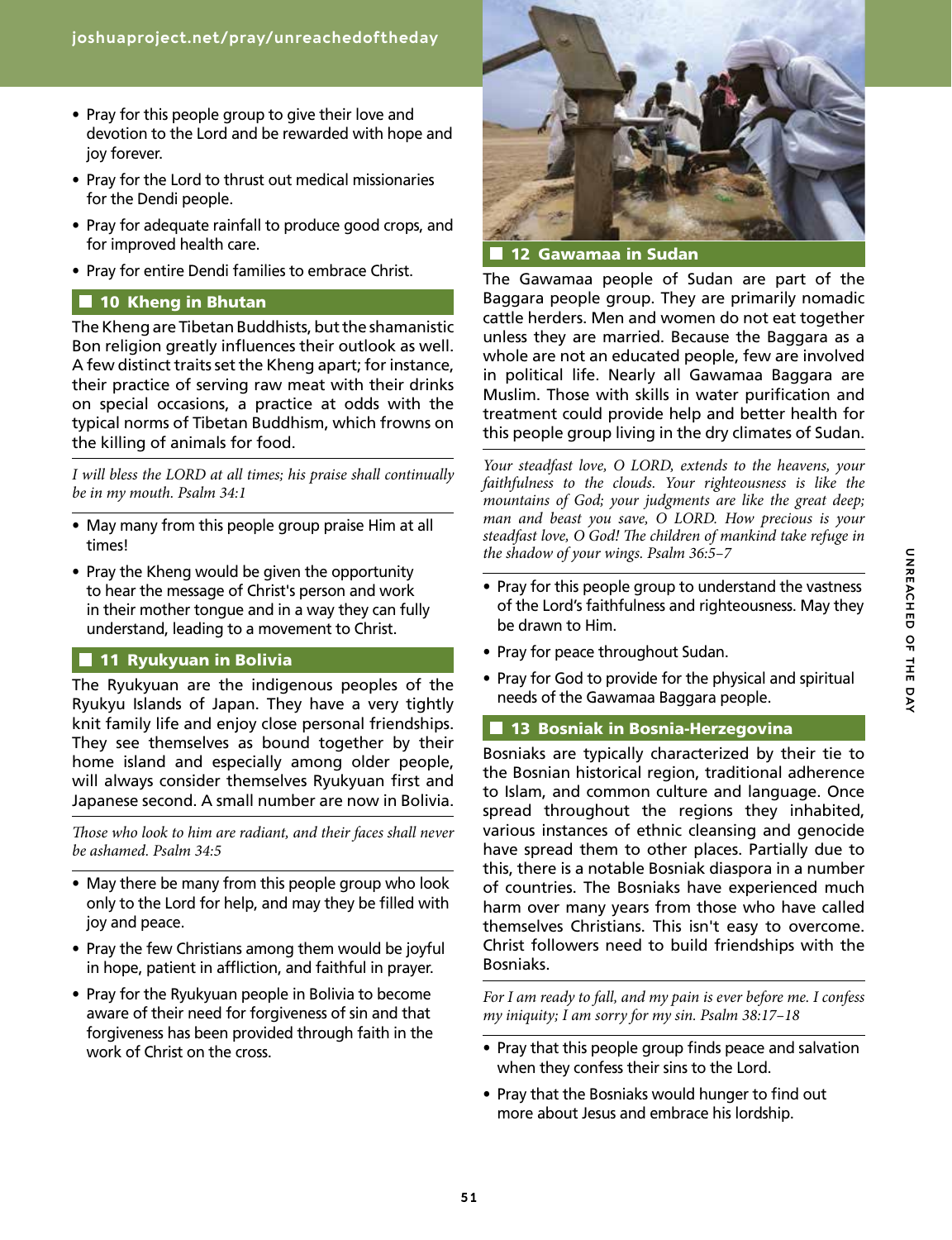- Pray for this people group to give their love and devotion to the Lord and be rewarded with hope and joy forever.
- Pray for the Lord to thrust out medical missionaries for the Dendi people.
- Pray for adequate rainfall to produce good crops, and for improved health care.
- Pray for entire Dendi families to embrace Christ.

## 10 Kheng in Bhutan

The Kheng are Tibetan Buddhists, but the shamanistic Bon religion greatly influences their outlook as well. A few distinct traits set the Kheng apart; for instance, their practice of serving raw meat with their drinks on special occasions, a practice at odds with the typical norms of Tibetan Buddhism, which frowns on the killing of animals for food.

*I will bless the LORD at all times; his praise shall continually be in my mouth. Psalm 34:1*

- May many from this people group praise Him at all times!
- Pray the Kheng would be given the opportunity to hear the message of Christ's person and work in their mother tongue and in a way they can fully understand, leading to a movement to Christ.

## 11 Ryukyuan in Bolivia

The Ryukyuan are the indigenous peoples of the Ryukyu Islands of Japan. They have a very tightly knit family life and enjoy close personal friendships. They see themselves as bound together by their home island and especially among older people, will always consider themselves Ryukyuan first and Japanese second. A small number are now in Bolivia.

*Those who look to him are radiant, and their faces shall never be ashamed. Psalm 34:5*

- May there be many from this people group who look only to the Lord for help, and may they be filled with joy and peace.
- Pray the few Christians among them would be joyful in hope, patient in affliction, and faithful in prayer.
- Pray for the Ryukyuan people in Bolivia to become aware of their need for forgiveness of sin and that forgiveness has been provided through faith in the work of Christ on the cross.

## 12 Gawamaa in Sudan

The Gawamaa people of Sudan are part of the Baggara people group. They are primarily nomadic cattle herders. Men and women do not eat together unless they are married. Because the Baggara as a whole are not an educated people, few are involved in political life. Nearly all Gawamaa Baggara are Muslim. Those with skills in water purification and treatment could provide help and better health for this people group living in the dry climates of Sudan.

*Your steadfast love, O LORD, extends to the heavens, your faithfulness to the clouds. Your righteousness is like the mountains of God; your judgments are like the great deep; man and beast you save, O LORD. How precious is your steadfast love, O God! The children of mankind take refuge in the shadow of your wings. Psalm 36:5–7*

- Pray for this people group to understand the vastness of the Lord's faithfulness and righteousness. May they be drawn to Him.
- Pray for peace throughout Sudan.
- Pray for God to provide for the physical and spiritual needs of the Gawamaa Baggara people.

## 13 Bosniak in Bosnia-Herzegovina

Bosniaks are typically characterized by their tie to the Bosnian historical region, traditional adherence to Islam, and common culture and language. Once spread throughout the regions they inhabited, various instances of ethnic cleansing and genocide have spread them to other places. Partially due to this, there is a notable Bosniak diaspora in a number of countries. The Bosniaks have experienced much harm over many years from those who have called themselves Christians. This isn't easy to overcome. Christ followers need to build friendships with the Bosniaks.

*For I am ready to fall, and my pain is ever before me. I confess my iniquity; I am sorry for my sin. Psalm 38:17–18*

- Pray that this people group finds peace and salvation when they confess their sins to the Lord.
- Pray that the Bosniaks would hunger to find out more about Jesus and embrace his lordship.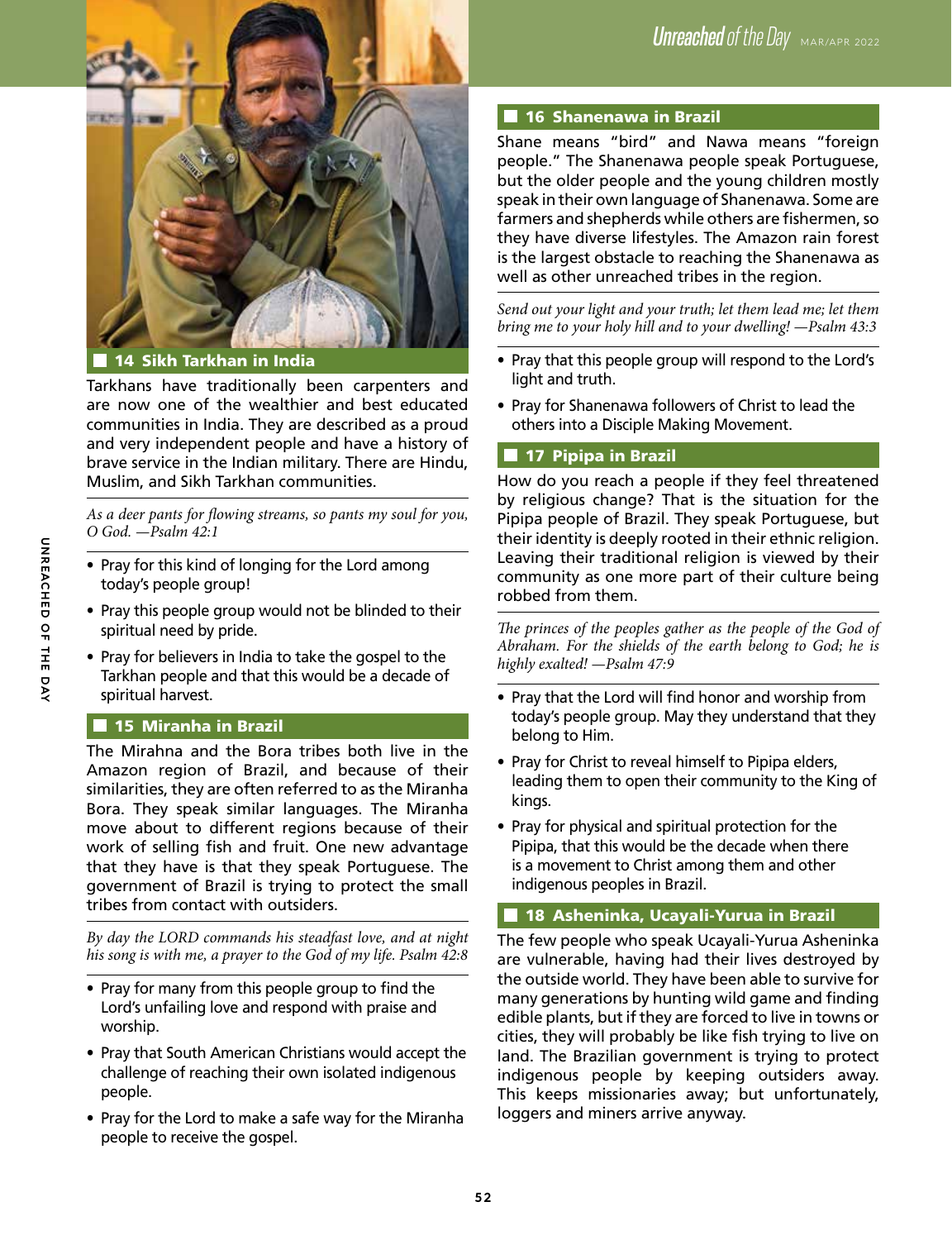## 14 Sikh Tarkhan in India

Tarkhans have traditionally been carpenters and are now one of the wealthier and best educated communities in India. They are described as a proud and very independent people and have a history of brave service in the Indian military. There are Hindu, Muslim, and Sikh Tarkhan communities.

*As a deer pants for flowing streams, so pants my soul for you, O God. —Psalm 42:1*

- Pray for this kind of longing for the Lord among today's people group!
- Pray this people group would not be blinded to their spiritual need by pride.
- Pray for believers in India to take the gospel to the Tarkhan people and that this would be a decade of spiritual harvest.

## 15 Miranha in Brazil

The Mirahna and the Bora tribes both live in the Amazon region of Brazil, and because of their similarities, they are often referred to as the Miranha Bora. They speak similar languages. The Miranha move about to different regions because of their work of selling fish and fruit. One new advantage that they have is that they speak Portuguese. The government of Brazil is trying to protect the small tribes from contact with outsiders.

*By day the LORD commands his steadfast love, and at night his song is with me, a prayer to the God of my life. Psalm 42:8*

- Pray for many from this people group to find the Lord's unfailing love and respond with praise and worship.
- Pray that South American Christians would accept the challenge of reaching their own isolated indigenous people.
- Pray for the Lord to make a safe way for the Miranha people to receive the gospel.

## 16 Shanenawa in Brazil

Shane means "bird" and Nawa means "foreign people." The Shanenawa people speak Portuguese, but the older people and the young children mostly speak in their own language of Shanenawa. Some are farmers and shepherds while others are fishermen, so they have diverse lifestyles. The Amazon rain forest is the largest obstacle to reaching the Shanenawa as well as other unreached tribes in the region.

*Send out your light and your truth; let them lead me; let them bring me to your holy hill and to your dwelling! —Psalm 43:3*

- Pray that this people group will respond to the Lord's light and truth.
- Pray for Shanenawa followers of Christ to lead the others into a Disciple Making Movement.

## 17 Pipipa in Brazil

How do you reach a people if they feel threatened by religious change? That is the situation for the Pipipa people of Brazil. They speak Portuguese, but their identity is deeply rooted in their ethnic religion. Leaving their traditional religion is viewed by their community as one more part of their culture being robbed from them.

*The princes of the peoples gather as the people of the God of Abraham. For the shields of the earth belong to God; he is highly exalted! —Psalm 47:9*

- Pray that the Lord will find honor and worship from today's people group. May they understand that they belong to Him.
- Pray for Christ to reveal himself to Pipipa elders, leading them to open their community to the King of kings.
- Pray for physical and spiritual protection for the Pipipa, that this would be the decade when there is a movement to Christ among them and other indigenous peoples in Brazil.

## 18 Asheninka, Ucayali-Yurua in Brazil

The few people who speak Ucayali-Yurua Asheninka are vulnerable, having had their lives destroyed by the outside world. They have been able to survive for many generations by hunting wild game and finding edible plants, but if they are forced to live in towns or cities, they will probably be like fish trying to live on land. The Brazilian government is trying to protect indigenous people by keeping outsiders away. This keeps missionaries away; but unfortunately, loggers and miners arrive anyway.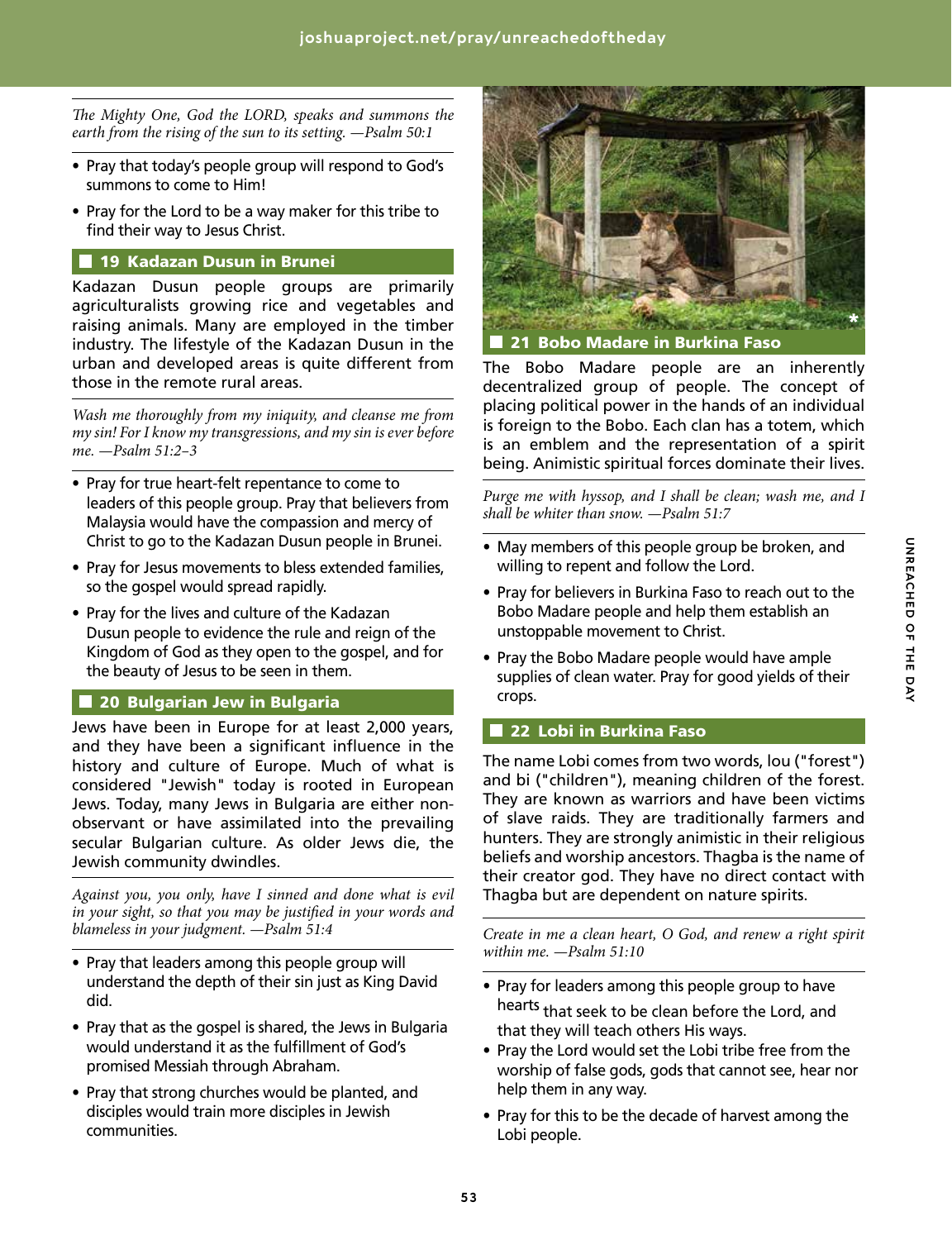*The Mighty One, God the LORD, speaks and summons the earth from the rising of the sun to its setting. —Psalm 50:1*

- Pray that today's people group will respond to God's summons to come to Him!
- Pray for the Lord to be a way maker for this tribe to find their way to Jesus Christ.

## 19 Kadazan Dusun in Brunei

Kadazan Dusun people groups are primarily agriculturalists growing rice and vegetables and raising animals. Many are employed in the timber industry. The lifestyle of the Kadazan Dusun in the urban and developed areas is quite different from those in the remote rural areas.

*Wash me thoroughly from my iniquity, and cleanse me from my sin! For I know my transgressions, and my sin is ever before me. —Psalm 51:2–3*

- Pray for true heart-felt repentance to come to leaders of this people group. Pray that believers from Malaysia would have the compassion and mercy of Christ to go to the Kadazan Dusun people in Brunei.
- Pray for Jesus movements to bless extended families, so the gospel would spread rapidly.
- Pray for the lives and culture of the Kadazan Dusun people to evidence the rule and reign of the Kingdom of God as they open to the gospel, and for the beauty of Jesus to be seen in them.

## 20 Bulgarian Jew in Bulgaria

Jews have been in Europe for at least 2,000 years, and they have been a significant influence in the history and culture of Europe. Much of what is considered "Jewish" today is rooted in European Jews. Today, many Jews in Bulgaria are either non-observant or have assimilated into the prevailing secular Bulgarian culture. As older Jews die, the Jewish community dwindles.

*Against you, you only, have I sinned and done what is evil in your sight, so that you may be justified in your words and blameless in your judgment. —Psalm 51:4*

- Pray that leaders among this people group will understand the depth of their sin just as King David did.
- Pray that as the gospel is shared, the Jews in Bulgaria would understand it as the fulfillment of God's promised Messiah through Abraham.
- Pray that strong churches would be planted, and disciples would train more disciples in Jewish communities.

## 21 Bobo Madare in Burkina Faso

The Bobo Madare people are an inherently decentralized group of people. The concept of placing political power in the hands of an individual is foreign to the Bobo. Each clan has a totem, which is an emblem and the representation of a spirit being. Animistic spiritual forces dominate their lives.

*Purge me with hyssop, and I shall be clean; wash me, and I shall be whiter than snow. —Psalm 51:7*

- May members of this people group be broken, and willing to repent and follow the Lord.
- Pray for believers in Burkina Faso to reach out to the Bobo Madare people and help them establish an unstoppable movement to Christ.
- Pray the Bobo Madare people would have ample supplies of clean water. Pray for good yields of their crops.

## 22 Lobi in Burkina Faso

The name Lobi comes from two words, lou ("forest") and bi ("children"), meaning children of the forest. They are known as warriors and have been victims of slave raids. They are traditionally farmers and hunters. They are strongly animistic in their religious beliefs and worship ancestors. Thagba is the name of their creator god. They have no direct contact with Thagba but are dependent on nature spirits.

*Create in me a clean heart, O God, and renew a right spirit within me. —Psalm 51:10*

- Pray for leaders among this people group to have hearts that seek to be clean before the Lord, and that they will teach others His ways.
- Pray the Lord would set the Lobi tribe free from the worship of false gods, gods that cannot see, hear nor help them in any way.
- Pray for this to be the decade of harvest among the Lobi people.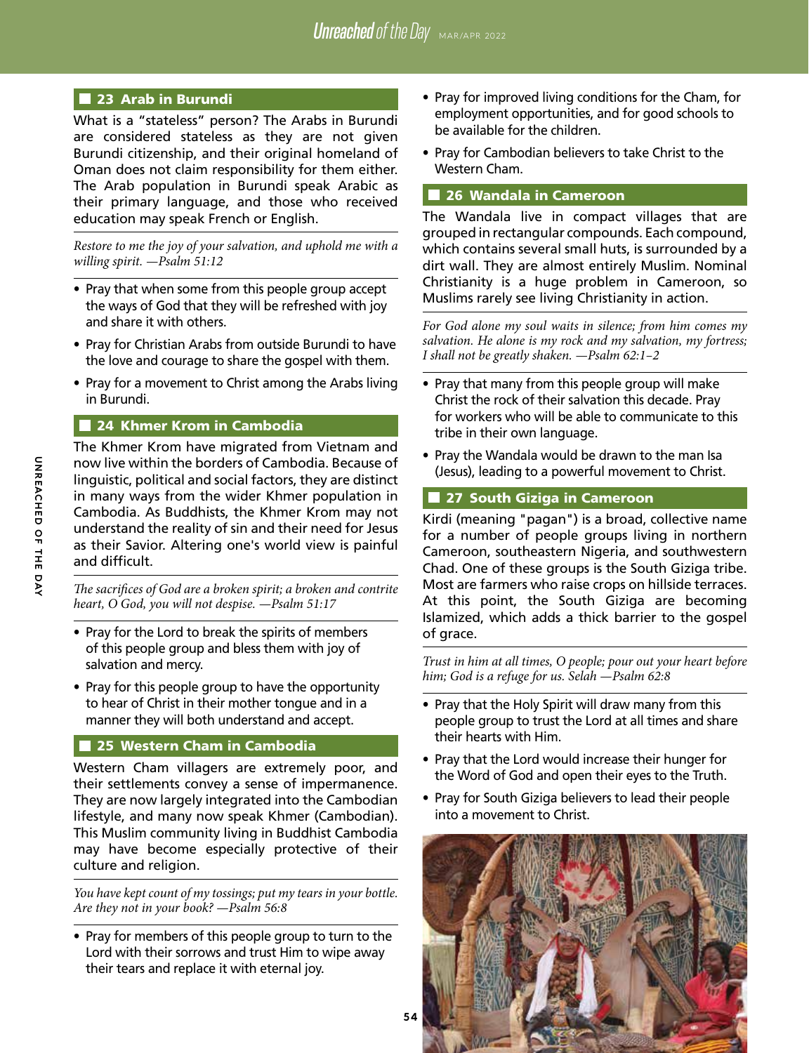## 23 Arab in Burundi

What is a "stateless" person? The Arabs in Burundi are considered stateless as they are not given Burundi citizenship, and their original homeland of Oman does not claim responsibility for them either. The Arab population in Burundi speak Arabic as their primary language, and those who received education may speak French or English.

*Restore to me the joy of your salvation, and uphold me with a willing spirit. —Psalm 51:12*

- Pray that when some from this people group accept the ways of God that they will be refreshed with joy and share it with others.
- Pray for Christian Arabs from outside Burundi to have the love and courage to share the gospel with them.
- Pray for a movement to Christ among the Arabs living in Burundi.

## 24 Khmer Krom in Cambodia

The Khmer Krom have migrated from Vietnam and now live within the borders of Cambodia. Because of linguistic, political and social factors, they are distinct in many ways from the wider Khmer population in Cambodia. As Buddhists, the Khmer Krom may not understand the reality of sin and their need for Jesus as their Savior. Altering one's world view is painful and difficult.

*The sacrifices of God are a broken spirit; a broken and contrite heart, O God, you will not despise. —Psalm 51:17*

- Pray for the Lord to break the spirits of members of this people group and bless them with joy of salvation and mercy.
- Pray for this people group to have the opportunity to hear of Christ in their mother tongue and in a manner they will both understand and accept.

## 25 Western Cham in Cambodia

Western Cham villagers are extremely poor, and their settlements convey a sense of impermanence. They are now largely integrated into the Cambodian lifestyle, and many now speak Khmer (Cambodian). This Muslim community living in Buddhist Cambodia may have become especially protective of their culture and religion.

*You have kept count of my tossings; put my tears in your bottle. Are they not in your book? —Psalm 56:8*

- Pray for members of this people group to turn to the Lord with their sorrows and trust Him to wipe away their tears and replace it with eternal joy.
- Pray for improved living conditions for the Cham, for employment opportunities, and for good schools to be available for the children.
- Pray for Cambodian believers to take Christ to the Western Cham.

## 26 Wandala in Cameroon

The Wandala live in compact villages that are grouped in rectangular compounds. Each compound, which contains several small huts, is surrounded by a dirt wall. They are almost entirely Muslim. Nominal Christianity is a huge problem in Cameroon, so Muslims rarely see living Christianity in action.

*For God alone my soul waits in silence; from him comes my salvation. He alone is my rock and my salvation, my fortress; I shall not be greatly shaken. —Psalm 62:1–2*

- Pray that many from this people group will make Christ the rock of their salvation this decade. Pray for workers who will be able to communicate to this tribe in their own language.
- Pray the Wandala would be drawn to the man Isa (Jesus), leading to a powerful movement to Christ.

## 27 South Giziga in Cameroon

Kirdi (meaning "pagan") is a broad, collective name for a number of people groups living in northern Cameroon, southeastern Nigeria, and southwestern Chad. One of these groups is the South Giziga tribe. Most are farmers who raise crops on hillside terraces. At this point, the South Giziga are becoming Islamized, which adds a thick barrier to the gospel of grace.

*Trust in him at all times, O people; pour out your heart before him; God is a refuge for us. Selah —Psalm 62:8*

- Pray that the Holy Spirit will draw many from this people group to trust the Lord at all times and share their hearts with Him.
- Pray that the Lord would increase their hunger for the Word of God and open their eyes to the Truth.
- Pray for South Giziga believers to lead their people into a movement to Christ.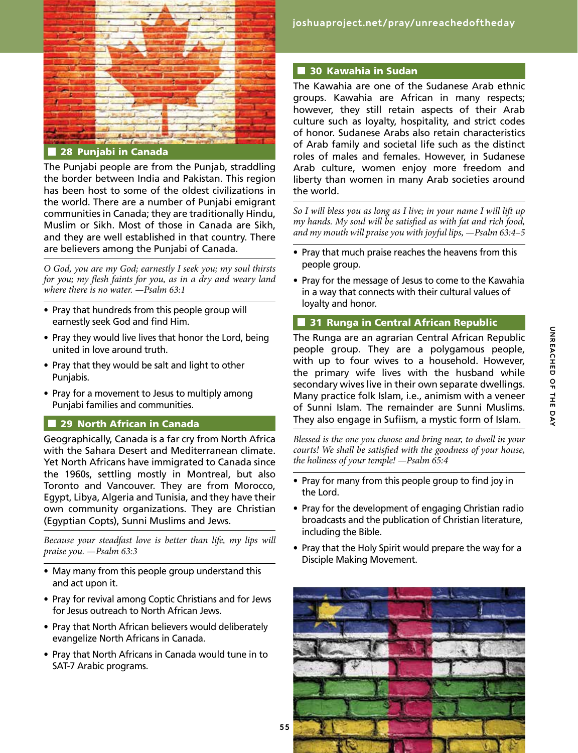## 28 Punjabi in Canada

The Punjabi people are from the Punjab, straddling the border between India and Pakistan. This region has been host to some of the oldest civilizations in the world. There are a number of Punjabi emigrant communities in Canada; they are traditionally Hindu, Muslim or Sikh. Most of those in Canada are Sikh, and they are well established in that country. There are believers among the Punjabi of Canada.

*O God, you are my God; earnestly I seek you; my soul thirsts for you; my flesh faints for you, as in a dry and weary land where there is no water. —Psalm 63:1*

- Pray that hundreds from this people group will earnestly seek God and find Him.
- Pray they would live lives that honor the Lord, being united in love around truth.
- Pray that they would be salt and light to other Punjabis.
- Pray for a movement to Jesus to multiply among Punjabi families and communities.

## 29 North African in Canada

Geographically, Canada is a far cry from North Africa with the Sahara Desert and Mediterranean climate. Yet North Africans have immigrated to Canada since the 1960s, settling mostly in Montreal, but also Toronto and Vancouver. They are from Morocco, Egypt, Libya, Algeria and Tunisia, and they have their own community organizations. They are Christian (Egyptian Copts), Sunni Muslims and Jews.

*Because your steadfast love is better than life, my lips will praise you. —Psalm 63:3*

- May many from this people group understand this and act upon it.
- Pray for revival among Coptic Christians and for Jews for Jesus outreach to North African Jews.
- Pray that North African believers would deliberately evangelize North Africans in Canada.
- Pray that North Africans in Canada would tune in to SAT-7 Arabic programs.

## 30 Kawahia in Sudan

The Kawahia are one of the Sudanese Arab ethnic groups. Kawahia are African in many respects; however, they still retain aspects of their Arab culture such as loyalty, hospitality, and strict codes of honor. Sudanese Arabs also retain characteristics of Arab family and societal life such as the distinct roles of males and females. However, in Sudanese Arab culture, women enjoy more freedom and liberty than women in many Arab societies around the world.

*So I will bless you as long as I live; in your name I will lift up my hands. My soul will be satisfied as with fat and rich food, and my mouth will praise you with joyful lips, —Psalm 63:4–5*

- Pray that much praise reaches the heavens from this people group.
- Pray for the message of Jesus to come to the Kawahia in a way that connects with their cultural values of loyalty and honor.

## 31 Runga in Central African Republic

The Runga are an agrarian Central African Republic people group. They are a polygamous people, with up to four wives to a household. However, the primary wife lives with the husband while secondary wives live in their own separate dwellings. Many practice folk Islam, i.e., animism with a veneer of Sunni Islam. The remainder are Sunni Muslims. They also engage in Sufiism, a mystic form of Islam.

*Blessed is the one you choose and bring near, to dwell in your courts! We shall be satisfied with the goodness of your house, the holiness of your temple! —Psalm 65:4*

- Pray for many from this people group to find joy in the Lord.
- Pray for the development of engaging Christian radio broadcasts and the publication of Christian literature, including the Bible.
- Pray that the Holy Spirit would prepare the way for a Disciple Making Movement.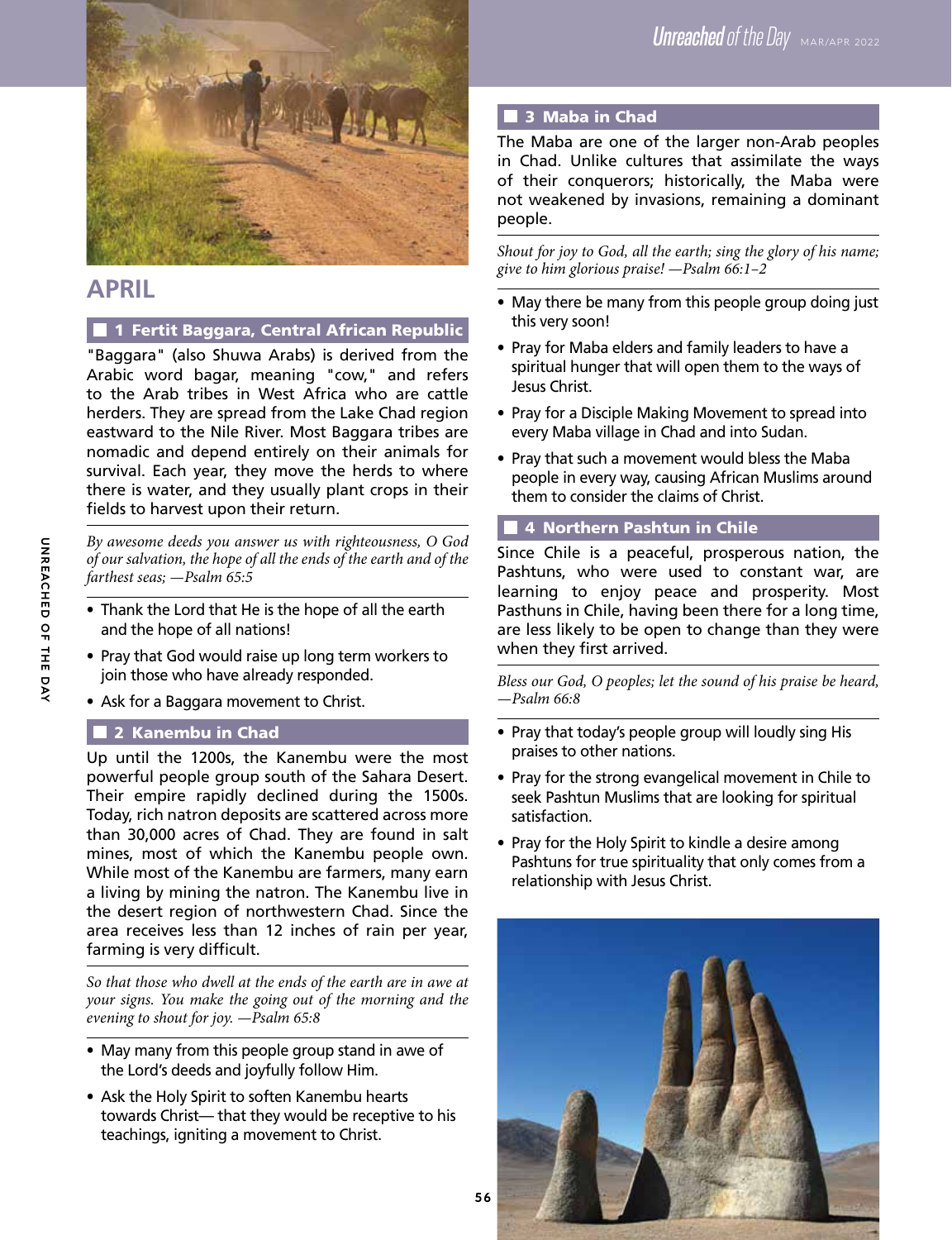## APRIL

### 1 Fertit Baggara, Central African Republic

"Baggara" (also Shuwa Arabs) is derived from the Arabic word bagar, meaning "cow," and refers to the Arab tribes in West Africa who are cattle herders. They are spread from the Lake Chad region eastward to the Nile River. Most Baggara tribes are nomadic and depend entirely on their animals for survival. Each year, they move the herds to where there is water, and they usually plant crops in their fields to harvest upon their return.

*By awesome deeds you answer us with righteousness, O God of our salvation, the hope of all the ends of the earth and of the farthest seas; —Psalm 65:5*

- Thank the Lord that He is the hope of all the earth and the hope of all nations!
- Pray that God would raise up long term workers to join those who have already responded.
- Ask for a Baggara movement to Christ.

### 2 Kanembu in Chad

Up until the 1200s, the Kanembu were the most powerful people group south of the Sahara Desert. Their empire rapidly declined during the 1500s. Today, rich natron deposits are scattered across more than 30,000 acres of Chad. They are found in salt mines, most of which the Kanembu people own. While most of the Kanembu are farmers, many earn a living by mining the natron. The Kanembu live in the desert region of northwestern Chad. Since the area receives less than 12 inches of rain per year, farming is very difficult.

*So that those who dwell at the ends of the earth are in awe at your signs. You make the going out of the morning and the evening to shout for joy. —Psalm 65:8*

- May many from this people group stand in awe of the Lord's deeds and joyfully follow Him.
- Ask the Holy Spirit to soften Kanembu hearts towards Christ— that they would be receptive to his teachings, igniting a movement to Christ.

### 3 Maba in Chad

The Maba are one of the larger non-Arab peoples in Chad. Unlike cultures that assimilate the ways of their conquerors; historically, the Maba were not weakened by invasions, remaining a dominant people.

*Shout for joy to God, all the earth; sing the glory of his name; give to him glorious praise! —Psalm 66:1–2*

- May there be many from this people group doing just this very soon!
- Pray for Maba elders and family leaders to have a spiritual hunger that will open them to the ways of Jesus Christ.
- Pray for a Disciple Making Movement to spread into every Maba village in Chad and into Sudan.
- Pray that such a movement would bless the Maba people in every way, causing African Muslims around them to consider the claims of Christ.

### 4 Northern Pashtun in Chile

Since Chile is a peaceful, prosperous nation, the Pashtuns, who were used to constant war, are learning to enjoy peace and prosperity. Most Pasthuns in Chile, having been there for a long time, are less likely to be open to change than they were when they first arrived.

*Bless our God, O peoples; let the sound of his praise be heard, —Psalm 66:8*

- Pray that today's people group will loudly sing His praises to other nations.
- Pray for the strong evangelical movement in Chile to seek Pashtun Muslims that are looking for spiritual satisfaction.
- Pray for the Holy Spirit to kindle a desire among Pashtuns for true spirituality that only comes from a relationship with Jesus Christ.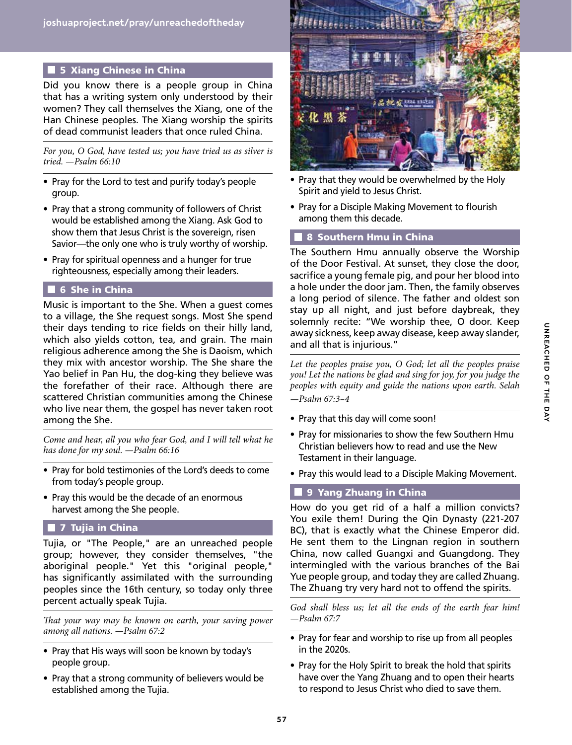## 5 Xiang Chinese in China

Did you know there is a people group in China that has a writing system only understood by their women? They call themselves the Xiang, one of the Han Chinese peoples. The Xiang worship the spirits of dead communist leaders that once ruled China.

*For you, O God, have tested us; you have tried us as silver is tried. —Psalm 66:10*

- Pray for the Lord to test and purify today's people group.
- Pray that a strong community of followers of Christ would be established among the Xiang. Ask God to show them that Jesus Christ is the sovereign, risen Savior—the only one who is truly worthy of worship.
- Pray for spiritual openness and a hunger for true righteousness, especially among their leaders.

## 6 She in China

Music is important to the She. When a guest comes to a village, the She request songs. Most She spend their days tending to rice fields on their hilly land, which also yields cotton, tea, and grain. The main religious adherence among the She is Daoism, which they mix with ancestor worship. The She share the Yao belief in Pan Hu, the dog-king they believe was the forefather of their race. Although there are scattered Christian communities among the Chinese who live near them, the gospel has never taken root among the She.

*Come and hear, all you who fear God, and I will tell what he has done for my soul. —Psalm 66:16*

- Pray for bold testimonies of the Lord's deeds to come from today's people group.
- Pray this would be the decade of an enormous harvest among the She people.

## 7 Tujia in China

Tujia, or "The People," are an unreached people group; however, they consider themselves, "the aboriginal people." Yet this "original people," has significantly assimilated with the surrounding peoples since the 16th century, so today only three percent actually speak Tujia.

*That your way may be known on earth, your saving power among all nations. —Psalm 67:2*

- Pray that His ways will soon be known by today's people group.
- Pray that a strong community of believers would be established among the Tujia.
- Pray that they would be overwhelmed by the Holy Spirit and yield to Jesus Christ.
- Pray for a Disciple Making Movement to flourish among them this decade.

## 8 Southern Hmu in China

The Southern Hmu annually observe the Worship of the Door Festival. At sunset, they close the door, sacrifice a young female pig, and pour her blood into a hole under the door jam. Then, the family observes a long period of silence. The father and oldest son stay up all night, and just before daybreak, they solemnly recite: "We worship thee, O door. Keep away sickness, keep away disease, keep away slander, and all that is injurious."

*Let the peoples praise you, O God; let all the peoples praise you! Let the nations be glad and sing for joy, for you judge the peoples with equity and guide the nations upon earth. Selah —Psalm 67:3–4*

- Pray that this day will come soon!
- Pray for missionaries to show the few Southern Hmu Christian believers how to read and use the New Testament in their language.
- Pray this would lead to a Disciple Making Movement.

## 9 Yang Zhuang in China

How do you get rid of a half a million convicts? You exile them! During the Qin Dynasty (221-207 BC), that is exactly what the Chinese Emperor did. He sent them to the Lingnan region in southern China, now called Guangxi and Guangdong. They intermingled with the various branches of the Bai Yue people group, and today they are called Zhuang. The Zhuang try very hard not to offend the spirits.

*God shall bless us; let all the ends of the earth fear him! —Psalm 67:7*

- Pray for fear and worship to rise up from all peoples in the 2020s.
- Pray for the Holy Spirit to break the hold that spirits have over the Yang Zhuang and to open their hearts to respond to Jesus Christ who died to save them.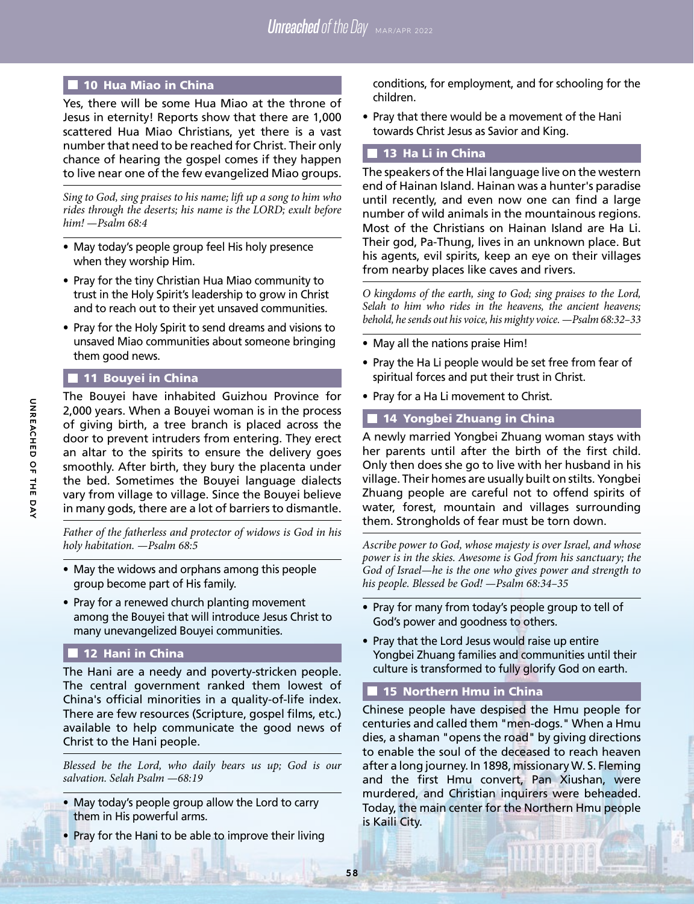## 10 Hua Miao in China

Yes, there will be some Hua Miao at the throne of Jesus in eternity! Reports show that there are 1,000 scattered Hua Miao Christians, yet there is a vast number that need to be reached for Christ. Their only chance of hearing the gospel comes if they happen to live near one of the few evangelized Miao groups.

*Sing to God, sing praises to his name; lift up a song to him who rides through the deserts; his name is the LORD; exult before him! —Psalm 68:4*

- May today's people group feel His holy presence when they worship Him.
- Pray for the tiny Christian Hua Miao community to trust in the Holy Spirit's leadership to grow in Christ and to reach out to their yet unsaved communities.
- Pray for the Holy Spirit to send dreams and visions to unsaved Miao communities about someone bringing them good news.

## 11 Bouyei in China

The Bouyei have inhabited Guizhou Province for 2,000 years. When a Bouyei woman is in the process of giving birth, a tree branch is placed across the door to prevent intruders from entering. They erect an altar to the spirits to ensure the delivery goes smoothly. After birth, they bury the placenta under the bed. Sometimes the Bouyei language dialects vary from village to village. Since the Bouyei believe in many gods, there are a lot of barriers to dismantle.

*Father of the fatherless and protector of widows is God in his holy habitation. —Psalm 68:5*

- May the widows and orphans among this people group become part of His family.
- Pray for a renewed church planting movement among the Bouyei that will introduce Jesus Christ to many unevangelized Bouyei communities.

## 12 Hani in China

The Hani are a needy and poverty-stricken people. The central government ranked them lowest of China's official minorities in a quality-of-life index. There are few resources (Scripture, gospel films, etc.) available to help communicate the good news of Christ to the Hani people.

*Blessed be the Lord, who daily bears us up; God is our salvation. Selah Psalm —68:19*

- May today's people group allow the Lord to carry them in His powerful arms.
- Pray for the Hani to be able to improve their living conditions, for employment, and for schooling for the children.
- Pray that there would be a movement of the Hani towards Christ Jesus as Savior and King.

## 13 Ha Li in China

The speakers of the Hlai language live on the western end of Hainan Island. Hainan was a hunter's paradise until recently, and even now one can find a large number of wild animals in the mountainous regions. Most of the Christians on Hainan Island are Ha Li. Their god, Pa-Thung, lives in an unknown place. But his agents, evil spirits, keep an eye on their villages from nearby places like caves and rivers.

*O kingdoms of the earth, sing to God; sing praises to the Lord, Selah to him who rides in the heavens, the ancient heavens; behold, he sends out his voice, his mighty voice. —Psalm 68:32–33*

- May all the nations praise Him!
- Pray the Ha Li people would be set free from fear of spiritual forces and put their trust in Christ.
- Pray for a Ha Li movement to Christ.

## 14 Yongbei Zhuang in China

A newly married Yongbei Zhuang woman stays with her parents until after the birth of the first child. Only then does she go to live with her husband in his village. Their homes are usually built on stilts. Yongbei Zhuang people are careful not to offend spirits of water, forest, mountain and villages surrounding them. Strongholds of fear must be torn down.

*Ascribe power to God, whose majesty is over Israel, and whose power is in the skies. Awesome is God from his sanctuary; the God of Israel—he is the one who gives power and strength to his people. Blessed be God! —Psalm 68:34–35*

- Pray for many from today's people group to tell of God's power and goodness to others.
- Pray that the Lord Jesus would raise up entire Yongbei Zhuang families and communities until their culture is transformed to fully glorify God on earth.

## 15 Northern Hmu in China

Chinese people have despised the Hmu people for centuries and called them "men-dogs." When a Hmu dies, a shaman "opens the road" by giving directions to enable the soul of the deceased to reach heaven after a long journey. In 1898, missionary W. S. Fleming and the first Hmu convert, Pan Xiushan, were murdered, and Christian inquirers were beheaded. Today, the main center for the Northern Hmu people is Kaili City.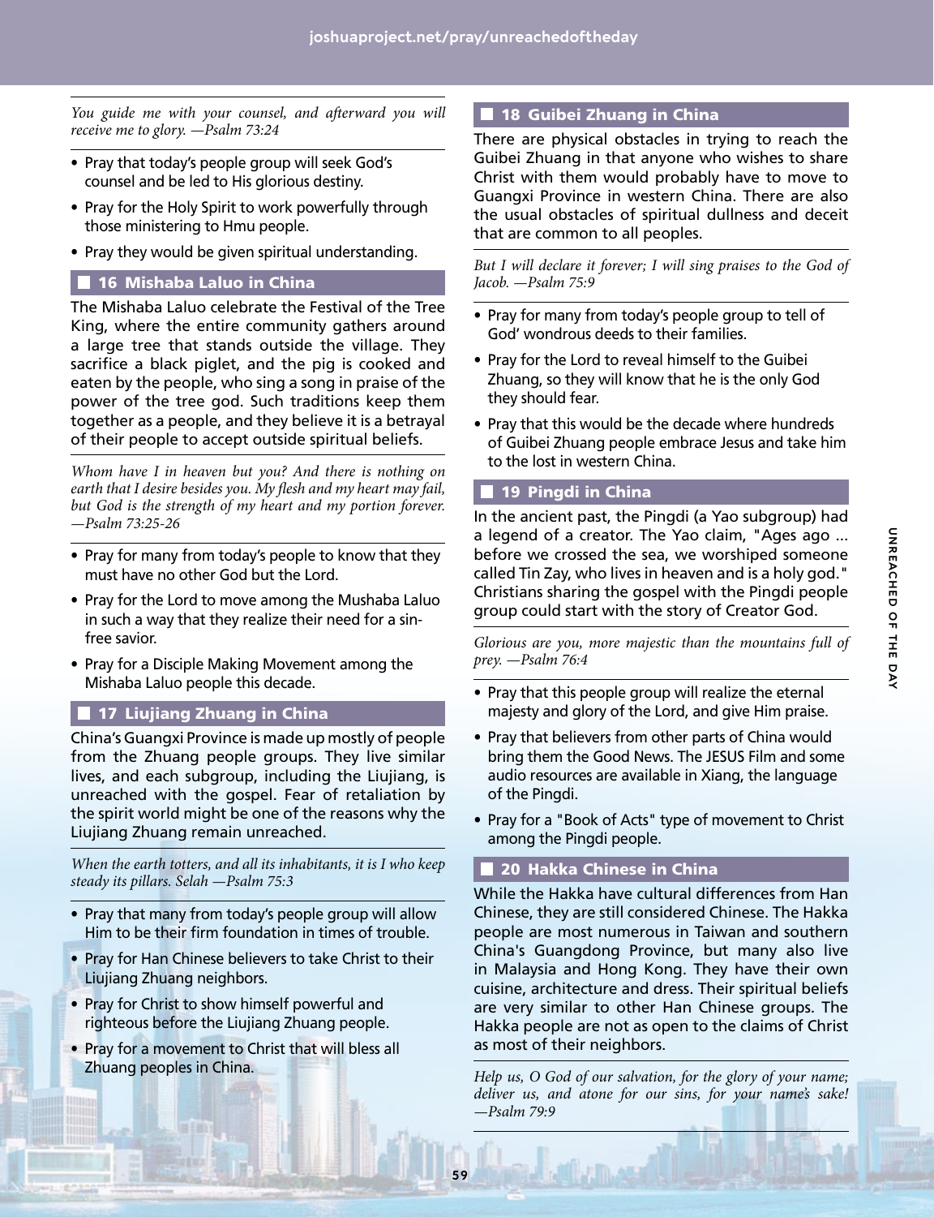*You guide me with your counsel, and afterward you will receive me to glory. —Psalm 73:24*

- Pray that today's people group will seek God's counsel and be led to His glorious destiny.
- Pray for the Holy Spirit to work powerfully through those ministering to Hmu people.
- Pray they would be given spiritual understanding.

## 16 Mishaba Laluo in China

The Mishaba Laluo celebrate the Festival of the Tree King, where the entire community gathers around a large tree that stands outside the village. They sacrifice a black piglet, and the pig is cooked and eaten by the people, who sing a song in praise of the power of the tree god. Such traditions keep them together as a people, and they believe it is a betrayal of their people to accept outside spiritual beliefs.

*Whom have I in heaven but you? And there is nothing on earth that I desire besides you. My flesh and my heart may fail, but God is the strength of my heart and my portion forever. —Psalm 73:25-26*

- Pray for many from today's people to know that they must have no other God but the Lord.
- Pray for the Lord to move among the Mushaba Laluo in such a way that they realize their need for a sin-free savior.
- Pray for a Disciple Making Movement among the Mishaba Laluo people this decade.

## 17 Liujiang Zhuang in China

China's Guangxi Province is made up mostly of people from the Zhuang people groups. They live similar lives, and each subgroup, including the Liujiang, is unreached with the gospel. Fear of retaliation by the spirit world might be one of the reasons why the Liujiang Zhuang remain unreached.

*When the earth totters, and all its inhabitants, it is I who keep steady its pillars. Selah —Psalm 75:3*

- Pray that many from today's people group will allow Him to be their firm foundation in times of trouble.
- Pray for Han Chinese believers to take Christ to their Liujiang Zhuang neighbors.
- Pray for Christ to show himself powerful and righteous before the Liujiang Zhuang people.
- Pray for a movement to Christ that will bless all Zhuang peoples in China.

## 18 Guibei Zhuang in China

There are physical obstacles in trying to reach the Guibei Zhuang in that anyone who wishes to share Christ with them would probably have to move to Guangxi Province in western China. There are also the usual obstacles of spiritual dullness and deceit that are common to all peoples.

*But I will declare it forever; I will sing praises to the God of Jacob. —Psalm 75:9*

- Pray for many from today's people group to tell of God' wondrous deeds to their families.
- Pray for the Lord to reveal himself to the Guibei Zhuang, so they will know that he is the only God they should fear.
- Pray that this would be the decade where hundreds of Guibei Zhuang people embrace Jesus and take him to the lost in western China.

## 19 Pingdi in China

In the ancient past, the Pingdi (a Yao subgroup) had a legend of a creator. The Yao claim, "Ages ago ... before we crossed the sea, we worshiped someone called Tin Zay, who lives in heaven and is a holy god." Christians sharing the gospel with the Pingdi people group could start with the story of Creator God.

*Glorious are you, more majestic than the mountains full of prey. —Psalm 76:4*

- Pray that this people group will realize the eternal majesty and glory of the Lord, and give Him praise.
- Pray that believers from other parts of China would bring them the Good News. The JESUS Film and some audio resources are available in Xiang, the language of the Pingdi.
- Pray for a "Book of Acts" type of movement to Christ among the Pingdi people.

## 20 Hakka Chinese in China

While the Hakka have cultural differences from Han Chinese, they are still considered Chinese. The Hakka people are most numerous in Taiwan and southern China's Guangdong Province, but many also live in Malaysia and Hong Kong. They have their own cuisine, architecture and dress. Their spiritual beliefs are very similar to other Han Chinese groups. The Hakka people are not as open to the claims of Christ as most of their neighbors.

*Help us, O God of our salvation, for the glory of your name; deliver us, and atone for our sins, for your name's sake! —Psalm 79:9*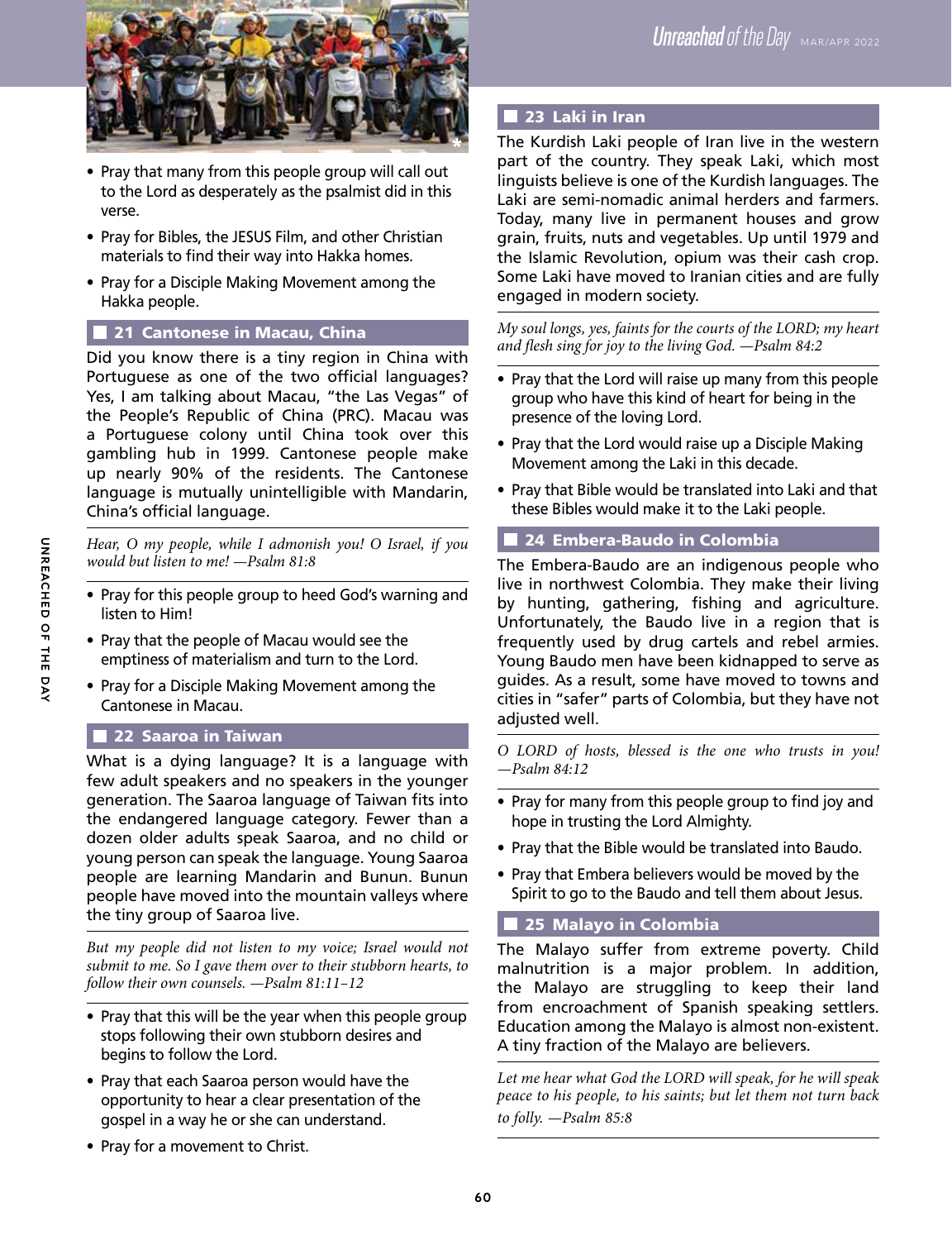- Pray that many from this people group will call out to the Lord as desperately as the psalmist did in this verse.
- Pray for Bibles, the JESUS Film, and other Christian materials to find their way into Hakka homes.
- Pray for a Disciple Making Movement among the Hakka people.

## 21 Cantonese in Macau, China

Did you know there is a tiny region in China with Portuguese as one of the two official languages? Yes, I am talking about Macau, "the Las Vegas" of the People's Republic of China (PRC). Macau was a Portuguese colony until China took over this gambling hub in 1999. Cantonese people make up nearly 90% of the residents. The Cantonese language is mutually unintelligible with Mandarin, China's official language.

*Hear, O my people, while I admonish you! O Israel, if you would but listen to me! —Psalm 81:8*

- Pray for this people group to heed God's warning and listen to Him!
- Pray that the people of Macau would see the emptiness of materialism and turn to the Lord.
- Pray for a Disciple Making Movement among the Cantonese in Macau.

## 22 Saaroa in Taiwan

What is a dying language? It is a language with few adult speakers and no speakers in the younger generation. The Saaroa language of Taiwan fits into the endangered language category. Fewer than a dozen older adults speak Saaroa, and no child or young person can speak the language. Young Saaroa people are learning Mandarin and Bunun. Bunun people have moved into the mountain valleys where the tiny group of Saaroa live.

*But my people did not listen to my voice; Israel would not submit to me. So I gave them over to their stubborn hearts, to follow their own counsels. —Psalm 81:11–12*

- Pray that this will be the year when this people group stops following their own stubborn desires and begins to follow the Lord.
- Pray that each Saaroa person would have the opportunity to hear a clear presentation of the gospel in a way he or she can understand.
- Pray for a movement to Christ.

## 23 Laki in Iran

The Kurdish Laki people of Iran live in the western part of the country. They speak Laki, which most linguists believe is one of the Kurdish languages. The Laki are semi-nomadic animal herders and farmers. Today, many live in permanent houses and grow grain, fruits, nuts and vegetables. Up until 1979 and the Islamic Revolution, opium was their cash crop. Some Laki have moved to Iranian cities and are fully engaged in modern society.

*My soul longs, yes, faints for the courts of the LORD; my heart and flesh sing for joy to the living God. —Psalm 84:2*

- Pray that the Lord will raise up many from this people group who have this kind of heart for being in the presence of the loving Lord.
- Pray that the Lord would raise up a Disciple Making Movement among the Laki in this decade.
- Pray that Bible would be translated into Laki and that these Bibles would make it to the Laki people.

## 24 Embera-Baudo in Colombia

The Embera-Baudo are an indigenous people who live in northwest Colombia. They make their living by hunting, gathering, fishing and agriculture. Unfortunately, the Baudo live in a region that is frequently used by drug cartels and rebel armies. Young Baudo men have been kidnapped to serve as guides. As a result, some have moved to towns and cities in "safer" parts of Colombia, but they have not adjusted well.

*O LORD of hosts, blessed is the one who trusts in you! —Psalm 84:12*

- Pray for many from this people group to find joy and hope in trusting the Lord Almighty.
- Pray that the Bible would be translated into Baudo.
- Pray that Embera believers would be moved by the Spirit to go to the Baudo and tell them about Jesus.

## 25 Malayo in Colombia

The Malayo suffer from extreme poverty. Child malnutrition is a major problem. In addition, the Malayo are struggling to keep their land from encroachment of Spanish speaking settlers. Education among the Malayo is almost non-existent. A tiny fraction of the Malayo are believers.

*Let me hear what God the LORD will speak, for he will speak peace to his people, to his saints; but let them not turn back to folly. —Psalm 85:8*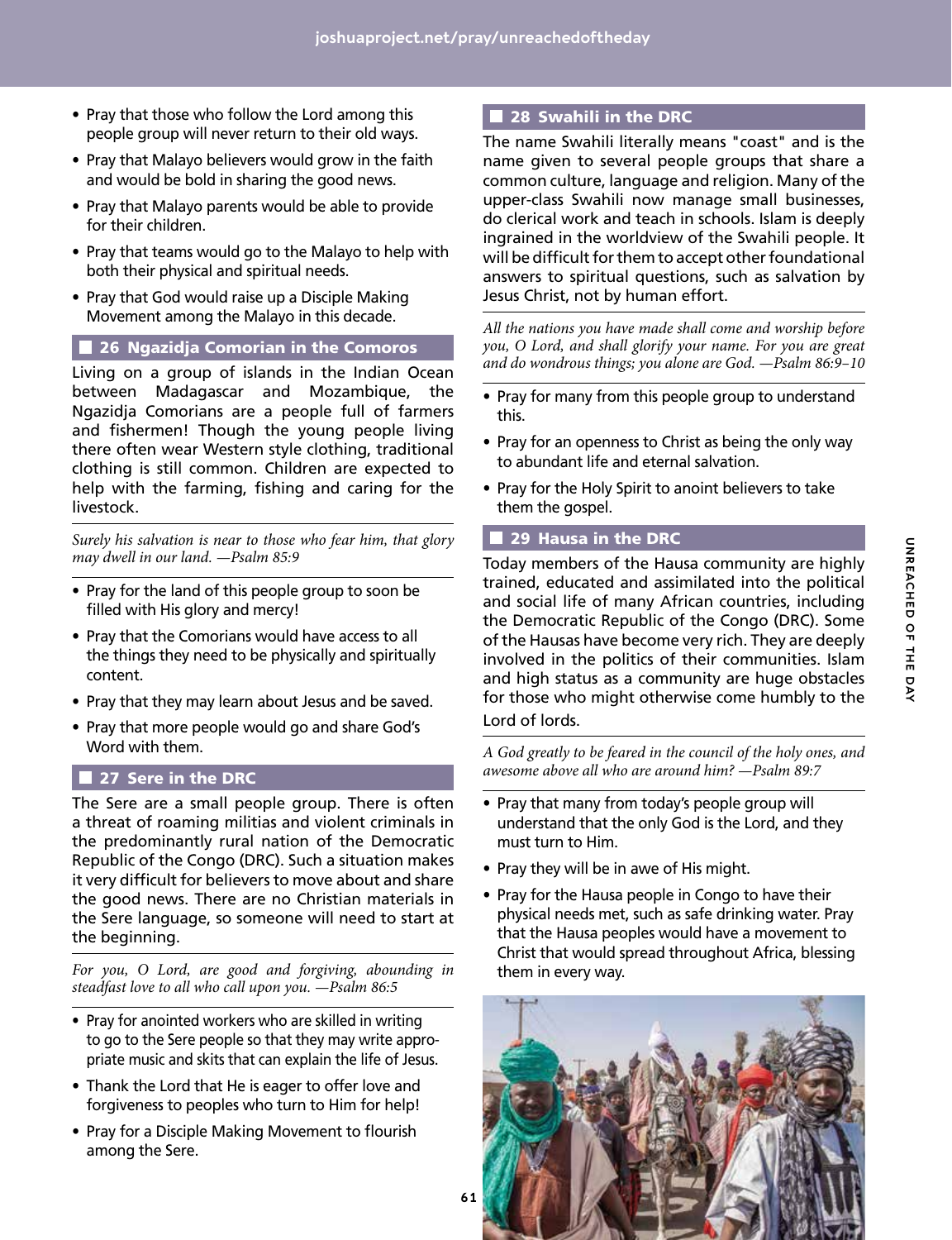- Pray that those who follow the Lord among this people group will never return to their old ways.
- Pray that Malayo believers would grow in the faith and would be bold in sharing the good news.
- Pray that Malayo parents would be able to provide for their children.
- Pray that teams would go to the Malayo to help with both their physical and spiritual needs.
- Pray that God would raise up a Disciple Making Movement among the Malayo in this decade.

## 26 Ngazidja Comorian in the Comoros

Living on a group of islands in the Indian Ocean between Madagascar and Mozambique, the Ngazidja Comorians are a people full of farmers and fishermen! Though the young people living there often wear Western style clothing, traditional clothing is still common. Children are expected to help with the farming, fishing and caring for the livestock.

*Surely his salvation is near to those who fear him, that glory may dwell in our land. —Psalm 85:9*

- Pray for the land of this people group to soon be filled with His glory and mercy!
- Pray that the Comorians would have access to all the things they need to be physically and spiritually content.
- Pray that they may learn about Jesus and be saved.
- Pray that more people would go and share God's Word with them.

## 27 Sere in the DRC

The Sere are a small people group. There is often a threat of roaming militias and violent criminals in the predominantly rural nation of the Democratic Republic of the Congo (DRC). Such a situation makes it very difficult for believers to move about and share the good news. There are no Christian materials in the Sere language, so someone will need to start at the beginning.

*For you, O Lord, are good and forgiving, abounding in steadfast love to all who call upon you. —Psalm 86:5*

- Pray for anointed workers who are skilled in writing to go to the Sere people so that they may write appropriate music and skits that can explain the life of Jesus.
- Thank the Lord that He is eager to offer love and forgiveness to peoples who turn to Him for help!
- Pray for a Disciple Making Movement to flourish among the Sere.

## 28 Swahili in the DRC

The name Swahili literally means "coast" and is the name given to several people groups that share a common culture, language and religion. Many of the upper-class Swahili now manage small businesses, do clerical work and teach in schools. Islam is deeply ingrained in the worldview of the Swahili people. It will be difficult for them to accept other foundational answers to spiritual questions, such as salvation by Jesus Christ, not by human effort.

*All the nations you have made shall come and worship before you, O Lord, and shall glorify your name. For you are great and do wondrous things; you alone are God. —Psalm 86:9–10*

- Pray for many from this people group to understand this.
- Pray for an openness to Christ as being the only way to abundant life and eternal salvation.
- Pray for the Holy Spirit to anoint believers to take them the gospel.

## 29 Hausa in the DRC

Today members of the Hausa community are highly trained, educated and assimilated into the political and social life of many African countries, including the Democratic Republic of the Congo (DRC). Some of the Hausas have become very rich. They are deeply involved in the politics of their communities. Islam and high status as a community are huge obstacles for those who might otherwise come humbly to the Lord of lords.

*A God greatly to be feared in the council of the holy ones, and awesome above all who are around him? —Psalm 89:7*

- Pray that many from today's people group will understand that the only God is the Lord, and they must turn to Him.
- Pray they will be in awe of His might.
- Pray for the Hausa people in Congo to have their physical needs met, such as safe drinking water. Pray that the Hausa peoples would have a movement to Christ that would spread throughout Africa, blessing them in every way.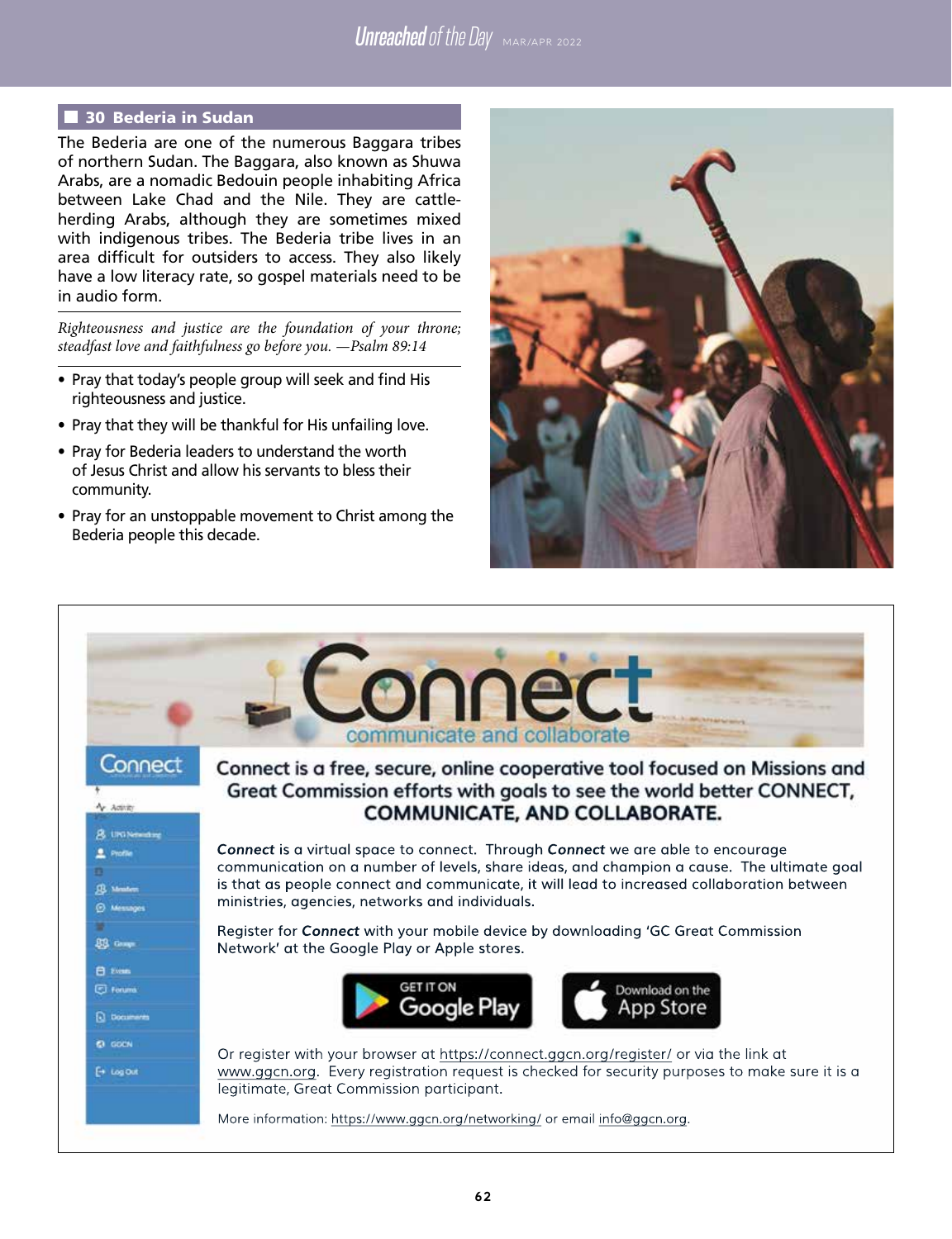## 30 Bederia in Sudan

The Bederia are one of the numerous Baggara tribes of northern Sudan. The Baggara, also known as Shuwa Arabs, are a nomadic Bedouin people inhabiting Africa between Lake Chad and the Nile. They are cattle-herding Arabs, although they are sometimes mixed with indigenous tribes. The Bederia tribe lives in an area difficult for outsiders to access. They also likely have a low literacy rate, so gospel materials need to be in audio form.

*Righteousness and justice are the foundation of your throne; steadfast love and faithfulness go before you. —Psalm 89:14*

- Pray that today's people group will seek and find His righteousness and justice.
- Pray that they will be thankful for His unfailing love.
- Pray for Bederia leaders to understand the worth of Jesus Christ and allow his servants to bless their community.
- Pray for an unstoppable movement to Christ among the Bederia people this decade.

---

# Connect

communicate and collaborate

**Connect is a free, secure, online cooperative tool focused on Missions and Great Commission efforts with goals to see the world better CONNECT, COMMUNICATE, AND COLLABORATE.**

***Connect*** is a virtual space to connect. Through ***Connect*** we are able to encourage communication on a number of levels, share ideas, and champion a cause. The ultimate goal is that as people connect and communicate, it will lead to increased collaboration between ministries, agencies, networks and individuals.

Register for ***Connect*** with your mobile device by downloading 'GC Great Commission Network' at the Google Play or Apple stores.

GET IT ON Google Play | Download on the App Store

Or register with your browser at https://connect.ggcn.org/register/ or via the link at www.ggcn.org. Every registration request is checked for security purposes to make sure it is a legitimate, Great Commission participant.

More information: https://www.ggcn.org/networking/ or email info@ggcn.org.